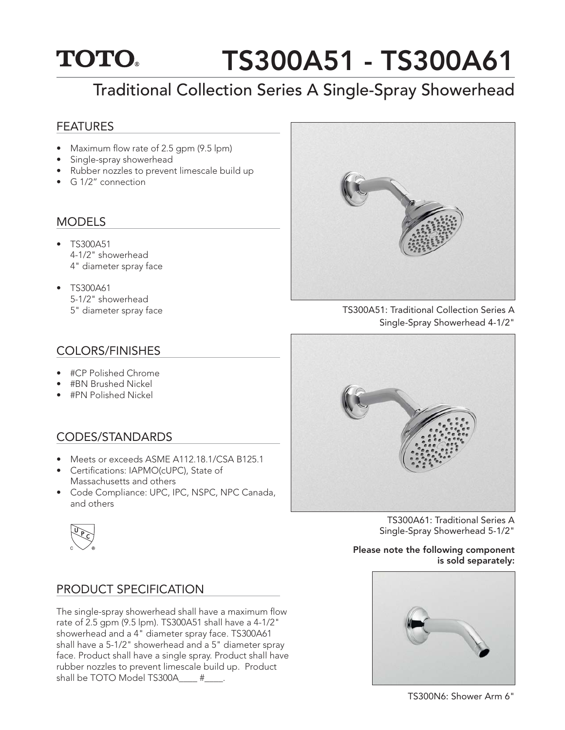# TOTO® TS300A51 - TS300A61

## Traditional Collection Series A Single-Spray Showerhead

### FEATURES

- Maximum flow rate of 2.5 gpm (9.5 lpm)
- Single-spray showerhead
- Rubber nozzles to prevent limescale build up
- G 1/2" connection

### MODELS

- TS300A51
  4-1/2" showerhead
  4" diameter spray face
- TS300A61
  5-1/2" showerhead
  5" diameter spray face

### COLORS/FINISHES

- #CP Polished Chrome
- #BN Brushed Nickel
- #PN Polished Nickel

### CODES/STANDARDS

- Meets or exceeds ASME A112.18.1/CSA B125.1
- Certifications: IAPMO(cUPC), State of Massachusetts and others
- Code Compliance: UPC, IPC, NSPC, NPC Canada, and others

### PRODUCT SPECIFICATION

The single-spray showerhead shall have a maximum flow rate of 2.5 gpm (9.5 lpm). TS300A51 shall have a 4-1/2" showerhead and a 4" diameter spray face. TS300A61 shall have a 5-1/2" showerhead and a 5" diameter spray face. Product shall have a single spray. Product shall have rubber nozzles to prevent limescale build up. Product shall be TOTO Model TS300A____ #____.

TS300A51: Traditional Collection Series A Single-Spray Showerhead 4-1/2"

TS300A61: Traditional Series A Single-Spray Showerhead 5-1/2"

**Please note the following component is sold separately:**

TS300N6: Shower Arm 6"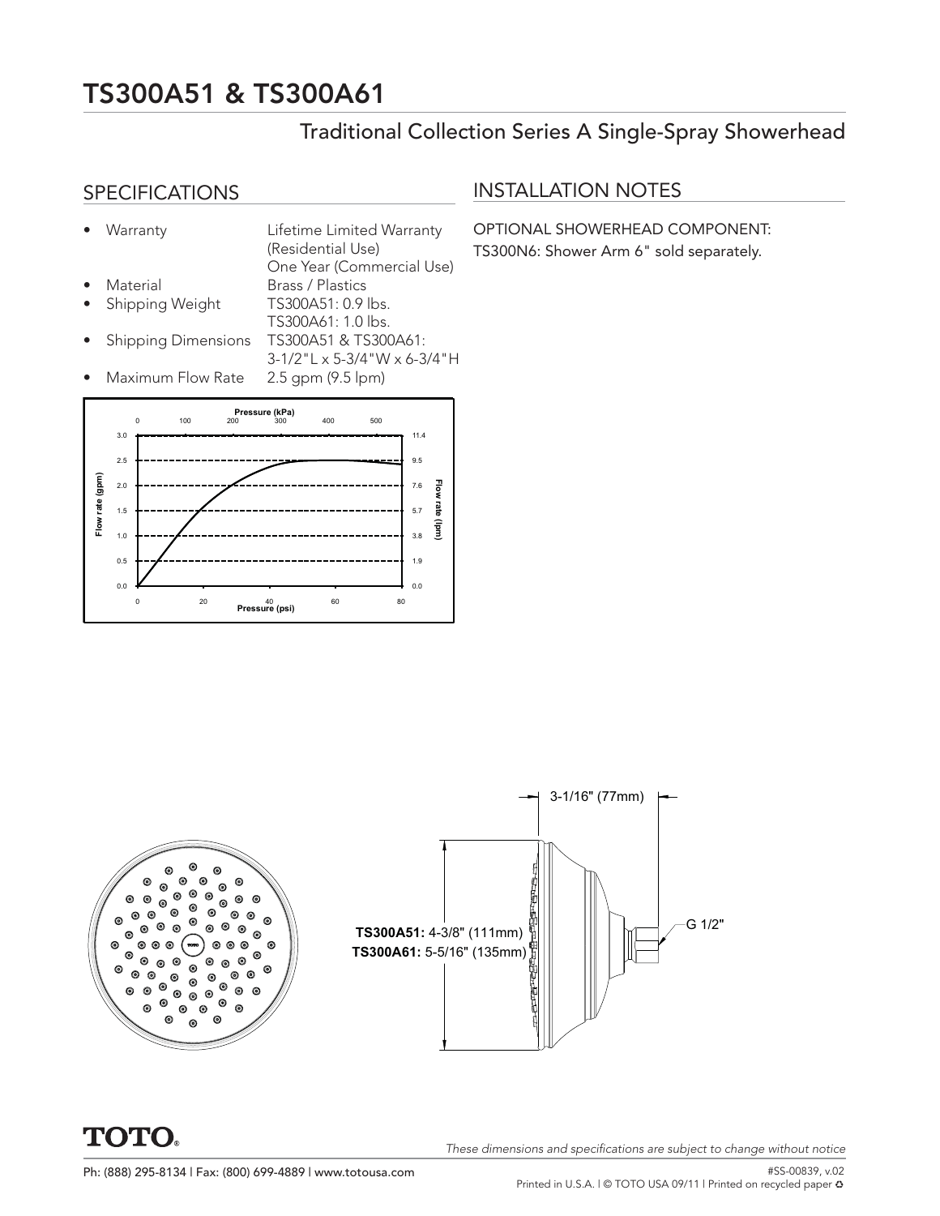# TS300A51 & TS300A61

## Traditional Collection Series A Single-Spray Showerhead

## SPECIFICATIONS

- Warranty: Lifetime Limited Warranty (Residential Use) One Year (Commercial Use)
- Material: Brass / Plastics
- Shipping Weight: TS300A51: 0.9 lbs. TS300A61: 1.0 lbs.
- Shipping Dimensions: TS300A51 & TS300A61: 3-1/2"L x 5-3/4"W x 6-3/4"H
- Maximum Flow Rate: 2.5 gpm (9.5 lpm)

Pressure (kPa)
0 100 200 300 400 500
Flow rate (gpm)
3.0 2.5 2.0 1.5 1.0 0.5 0.0
Flow rate (lpm)
11.4 9.5 7.6 5.7 3.8 1.9 0.0
0 20 40 60 80
Pressure (psi)

## INSTALLATION NOTES

OPTIONAL SHOWERHEAD COMPONENT:
TS300N6: Shower Arm 6" sold separately.

3-1/16" (77mm)

**TS300A51:** 4-3/8" (111mm)
**TS300A61:** 5-5/16" (135mm)

G 1/2"

TOTO

*These dimensions and specifications are subject to change without notice*

Ph: (888) 295-8134 | Fax: (800) 699-4889 | www.totousa.com

#SS-00839, v.02
Printed in U.S.A. | © TOTO USA 09/11 | Printed on recycled paper